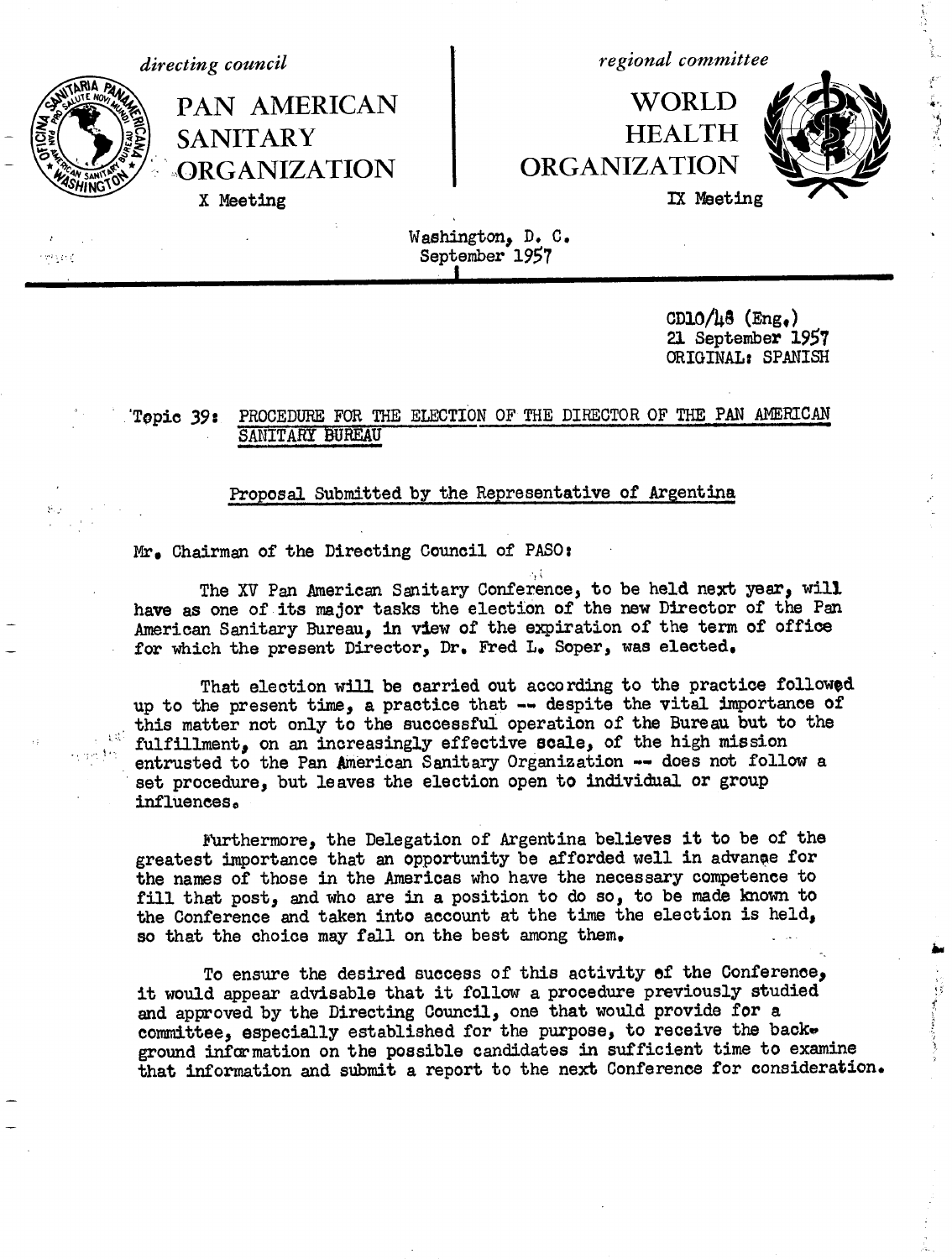*directing council*

**PAN AMERICAN SANITARY ORGANIZATION**

X Meeting

*regional committee*

**WORLD HEALTH ORGANIZATION**

IX Meeting

Washington, D. C.
September 1957

CD10/48 (Eng.)
21 September 1957
ORIGINAL: SPANISH

Topic 39: PROCEDURE FOR THE ELECTION OF THE DIRECTOR OF THE PAN AMERICAN SANITARY BUREAU

Proposal Submitted by the Representative of Argentina

Mr. Chairman of the Directing Council of PASO:

The XV Pan American Sanitary Conference, to be held next year, will have as one of its major tasks the election of the new Director of the Pan American Sanitary Bureau, in view of the expiration of the term of office for which the present Director, Dr. Fred L. Soper, was elected.

That election will be carried out according to the practice followed up to the present time, a practice that -- despite the vital importance of this matter not only to the successful operation of the Bureau but to the fulfillment, on an increasingly effective scale, of the high mission entrusted to the Pan American Sanitary Organization -- does not follow a set procedure, but leaves the election open to individual or group influences.

Furthermore, the Delegation of Argentina believes it to be of the greatest importance that an opportunity be afforded well in advance for the names of those in the Americas who have the necessary competence to fill that post, and who are in a position to do so, to be made known to the Conference and taken into account at the time the election is held, so that the choice may fall on the best among them.

To ensure the desired success of this activity of the Conference, it would appear advisable that it follow a procedure previously studied and approved by the Directing Council, one that would provide for a committee, especially established for the purpose, to receive the background information on the possible candidates in sufficient time to examine that information and submit a report to the next Conference for consideration.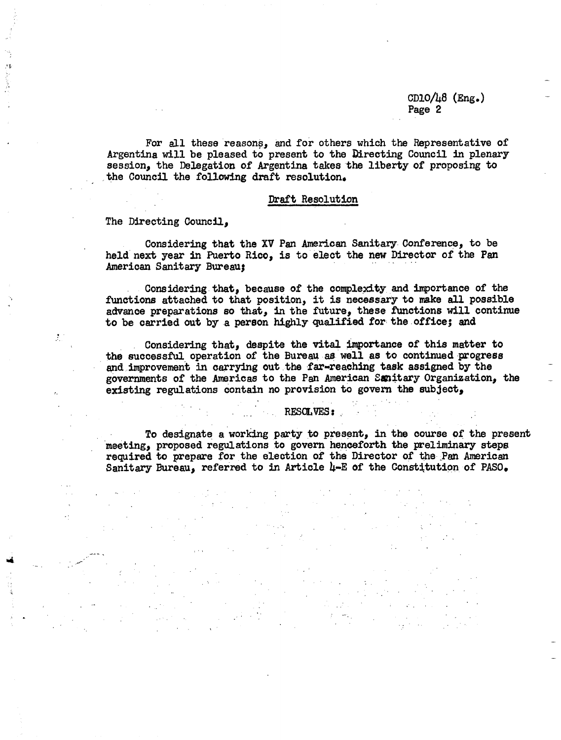For all these reasons, and for others which the Representative of Argentina will be pleased to present to the Directing Council in plenary session, the Delegation of Argentina takes the liberty of proposing to the Council the following draft resolution.

## Draft Resolution

The Directing Council,

Considering that the XV Pan American Sanitary Conference, to be held next year in Puerto Rico, is to elect the new Director of the Pan American Sanitary Bureau;

Considering that, because of the complexity and importance of the functions attached to that position, it is necessary to make all possible advance preparations so that, in the future, these functions will continue to be carried out by a person highly qualified for the office; and

Considering that, despite the vital importance of this matter to the successful operation of the Bureau as well as to continued progress and improvement in carrying out the far-reaching task assigned by the governments of the Americas to the Pan American Sanitary Organization, the existing regulations contain no provision to govern the subject,

RESOLVES:

To designate a working party to present, in the course of the present meeting, proposed regulations to govern henceforth the preliminary steps required to prepare for the election of the Director of the Pan American Sanitary Bureau, referred to in Article 4-E of the Constitution of PASO.